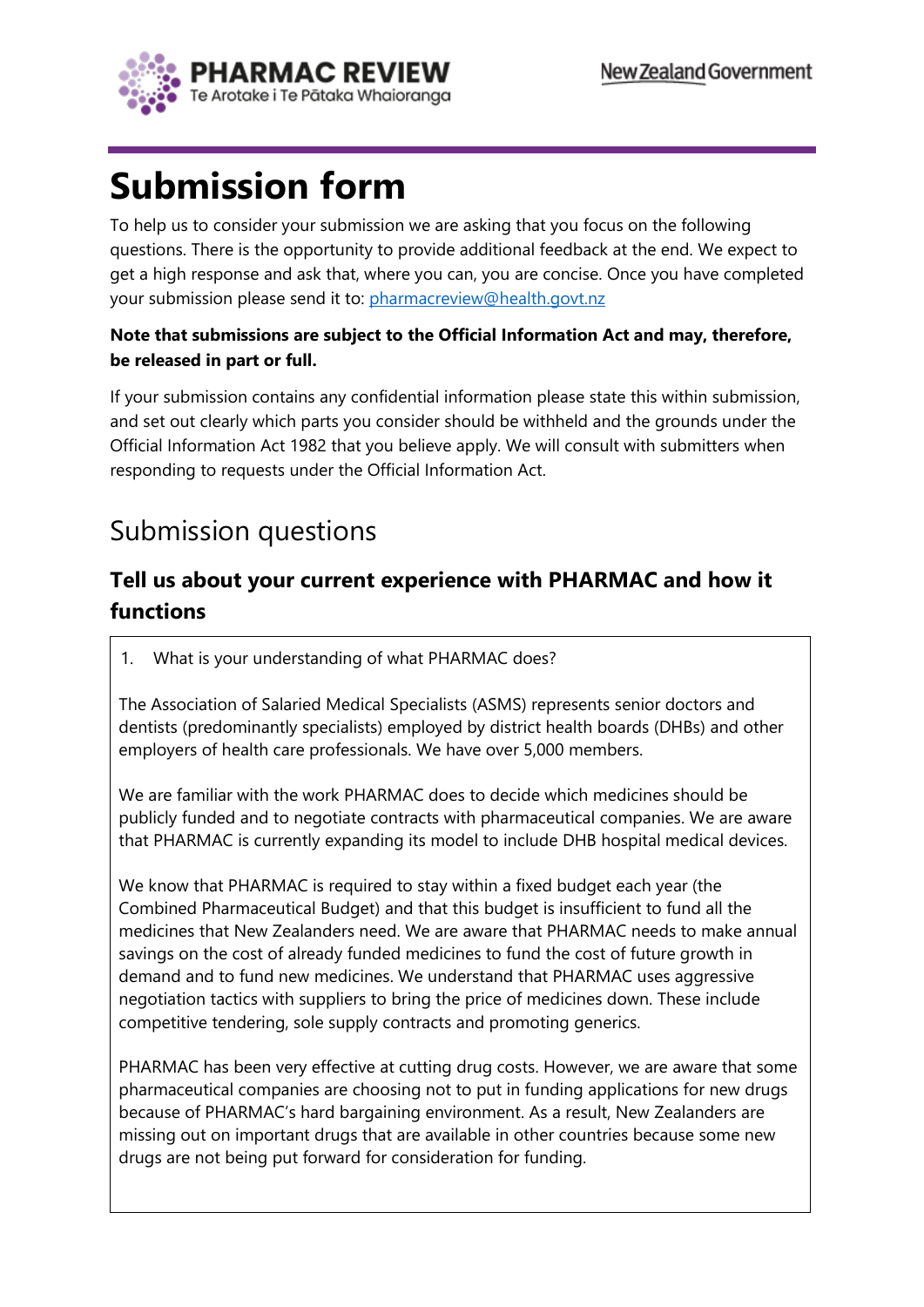# Submission form

To help us to consider your submission we are asking that you focus on the following questions. There is the opportunity to provide additional feedback at the end. We expect to get a high response and ask that, where you can, you are concise. Once you have completed your submission please send it to: pharmacreview@health.govt.nz

**Note that submissions are subject to the Official Information Act and may, therefore, be released in part or full.**

If your submission contains any confidential information please state this within submission, and set out clearly which parts you consider should be withheld and the grounds under the Official Information Act 1982 that you believe apply. We will consult with submitters when responding to requests under the Official Information Act.

## Submission questions

### Tell us about your current experience with PHARMAC and how it functions

1. What is your understanding of what PHARMAC does?

The Association of Salaried Medical Specialists (ASMS) represents senior doctors and dentists (predominantly specialists) employed by district health boards (DHBs) and other employers of health care professionals. We have over 5,000 members.

We are familiar with the work PHARMAC does to decide which medicines should be publicly funded and to negotiate contracts with pharmaceutical companies. We are aware that PHARMAC is currently expanding its model to include DHB hospital medical devices.

We know that PHARMAC is required to stay within a fixed budget each year (the Combined Pharmaceutical Budget) and that this budget is insufficient to fund all the medicines that New Zealanders need. We are aware that PHARMAC needs to make annual savings on the cost of already funded medicines to fund the cost of future growth in demand and to fund new medicines. We understand that PHARMAC uses aggressive negotiation tactics with suppliers to bring the price of medicines down. These include competitive tendering, sole supply contracts and promoting generics.

PHARMAC has been very effective at cutting drug costs. However, we are aware that some pharmaceutical companies are choosing not to put in funding applications for new drugs because of PHARMAC's hard bargaining environment. As a result, New Zealanders are missing out on important drugs that are available in other countries because some new drugs are not being put forward for consideration for funding.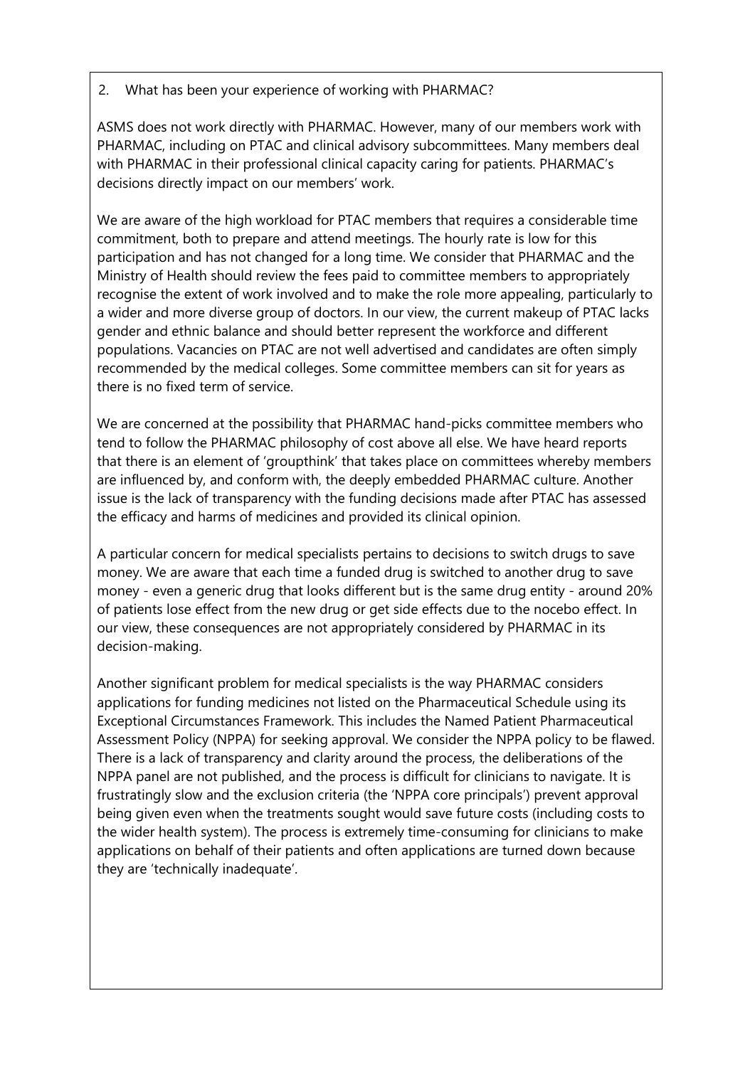2. What has been your experience of working with PHARMAC?

ASMS does not work directly with PHARMAC. However, many of our members work with PHARMAC, including on PTAC and clinical advisory subcommittees. Many members deal with PHARMAC in their professional clinical capacity caring for patients. PHARMAC's decisions directly impact on our members' work.

We are aware of the high workload for PTAC members that requires a considerable time commitment, both to prepare and attend meetings. The hourly rate is low for this participation and has not changed for a long time. We consider that PHARMAC and the Ministry of Health should review the fees paid to committee members to appropriately recognise the extent of work involved and to make the role more appealing, particularly to a wider and more diverse group of doctors. In our view, the current makeup of PTAC lacks gender and ethnic balance and should better represent the workforce and different populations. Vacancies on PTAC are not well advertised and candidates are often simply recommended by the medical colleges. Some committee members can sit for years as there is no fixed term of service.

We are concerned at the possibility that PHARMAC hand-picks committee members who tend to follow the PHARMAC philosophy of cost above all else. We have heard reports that there is an element of 'groupthink' that takes place on committees whereby members are influenced by, and conform with, the deeply embedded PHARMAC culture. Another issue is the lack of transparency with the funding decisions made after PTAC has assessed the efficacy and harms of medicines and provided its clinical opinion.

A particular concern for medical specialists pertains to decisions to switch drugs to save money. We are aware that each time a funded drug is switched to another drug to save money - even a generic drug that looks different but is the same drug entity - around 20% of patients lose effect from the new drug or get side effects due to the nocebo effect. In our view, these consequences are not appropriately considered by PHARMAC in its decision-making.

Another significant problem for medical specialists is the way PHARMAC considers applications for funding medicines not listed on the Pharmaceutical Schedule using its Exceptional Circumstances Framework. This includes the Named Patient Pharmaceutical Assessment Policy (NPPA) for seeking approval. We consider the NPPA policy to be flawed. There is a lack of transparency and clarity around the process, the deliberations of the NPPA panel are not published, and the process is difficult for clinicians to navigate. It is frustratingly slow and the exclusion criteria (the 'NPPA core principals') prevent approval being given even when the treatments sought would save future costs (including costs to the wider health system). The process is extremely time-consuming for clinicians to make applications on behalf of their patients and often applications are turned down because they are 'technically inadequate'.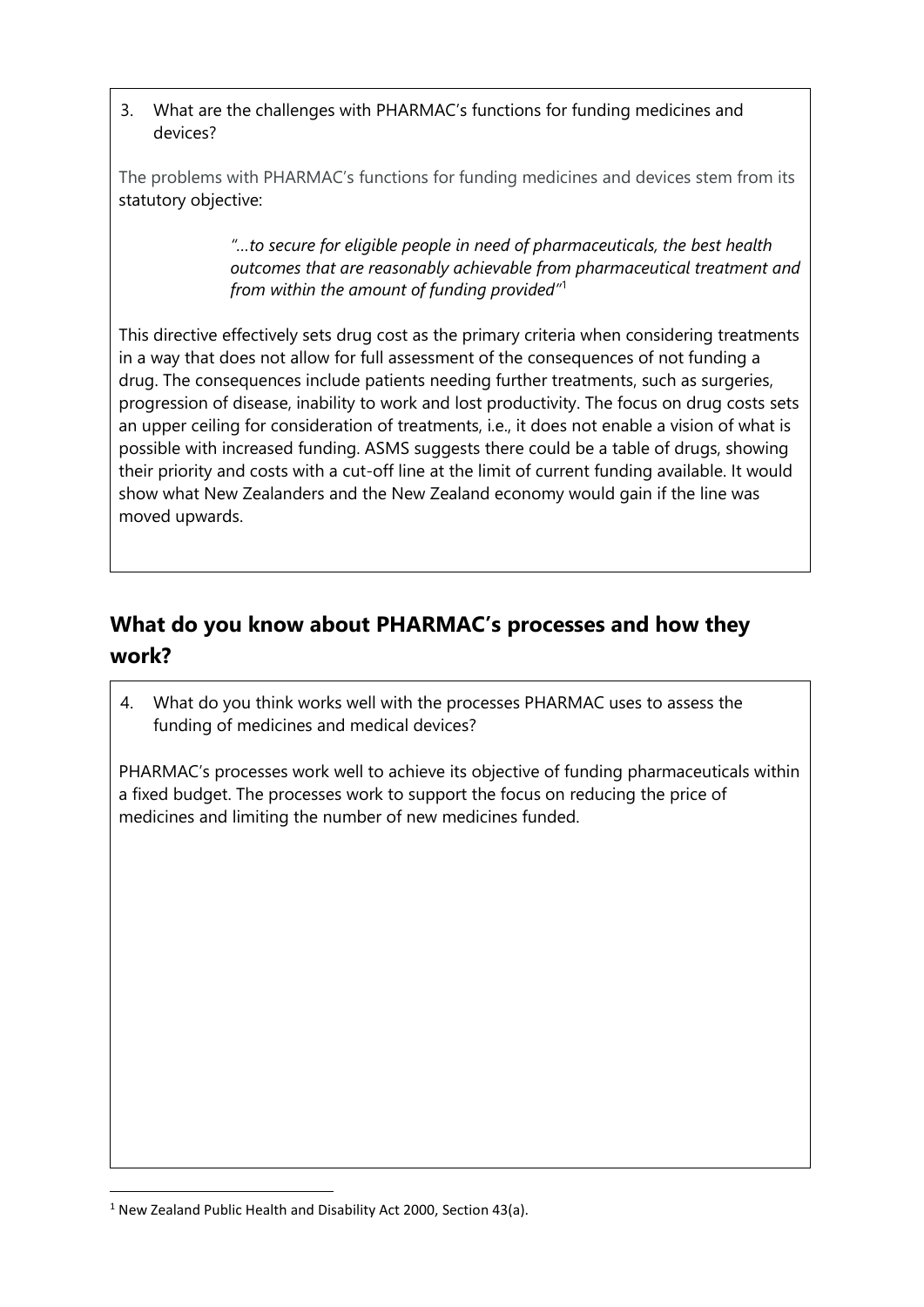3. What are the challenges with PHARMAC's functions for funding medicines and devices?

The problems with PHARMAC's functions for funding medicines and devices stem from its statutory objective:

> *"…to secure for eligible people in need of pharmaceuticals, the best health outcomes that are reasonably achievable from pharmaceutical treatment and from within the amount of funding provided"*[1]

This directive effectively sets drug cost as the primary criteria when considering treatments in a way that does not allow for full assessment of the consequences of not funding a drug. The consequences include patients needing further treatments, such as surgeries, progression of disease, inability to work and lost productivity. The focus on drug costs sets an upper ceiling for consideration of treatments, i.e., it does not enable a vision of what is possible with increased funding. ASMS suggests there could be a table of drugs, showing their priority and costs with a cut-off line at the limit of current funding available. It would show what New Zealanders and the New Zealand economy would gain if the line was moved upwards.

## What do you know about PHARMAC's processes and how they work?

4. What do you think works well with the processes PHARMAC uses to assess the funding of medicines and medical devices?

PHARMAC's processes work well to achieve its objective of funding pharmaceuticals within a fixed budget. The processes work to support the focus on reducing the price of medicines and limiting the number of new medicines funded.

[1] New Zealand Public Health and Disability Act 2000, Section 43(a).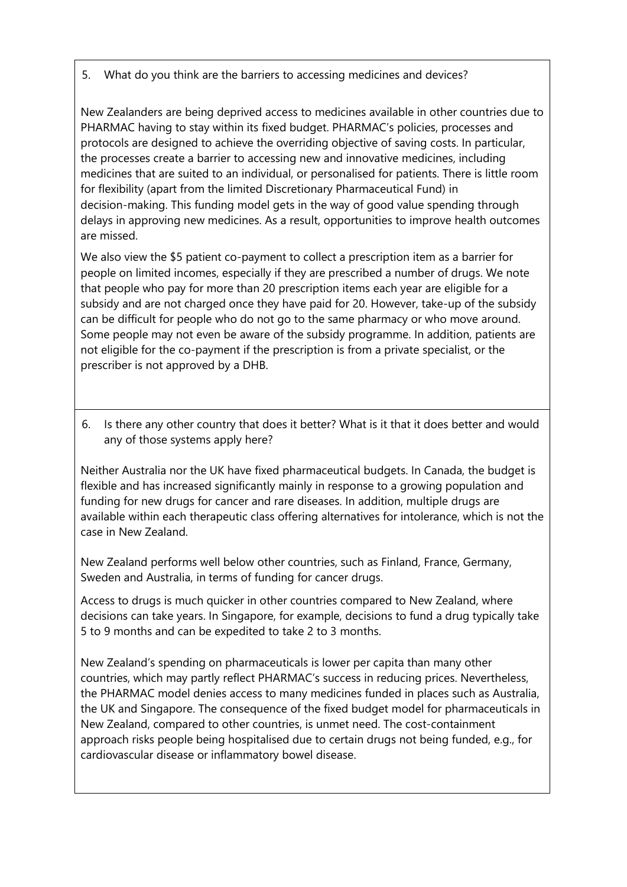5. What do you think are the barriers to accessing medicines and devices?

New Zealanders are being deprived access to medicines available in other countries due to PHARMAC having to stay within its fixed budget. PHARMAC's policies, processes and protocols are designed to achieve the overriding objective of saving costs. In particular, the processes create a barrier to accessing new and innovative medicines, including medicines that are suited to an individual, or personalised for patients. There is little room for flexibility (apart from the limited Discretionary Pharmaceutical Fund) in decision-making. This funding model gets in the way of good value spending through delays in approving new medicines. As a result, opportunities to improve health outcomes are missed.

We also view the $5 patient co-payment to collect a prescription item as a barrier for people on limited incomes, especially if they are prescribed a number of drugs. We note that people who pay for more than 20 prescription items each year are eligible for a subsidy and are not charged once they have paid for 20. However, take-up of the subsidy can be difficult for people who do not go to the same pharmacy or who move around. Some people may not even be aware of the subsidy programme. In addition, patients are not eligible for the co-payment if the prescription is from a private specialist, or the prescriber is not approved by a DHB.

6. Is there any other country that does it better? What is it that it does better and would any of those systems apply here?

Neither Australia nor the UK have fixed pharmaceutical budgets. In Canada, the budget is flexible and has increased significantly mainly in response to a growing population and funding for new drugs for cancer and rare diseases. In addition, multiple drugs are available within each therapeutic class offering alternatives for intolerance, which is not the case in New Zealand.

New Zealand performs well below other countries, such as Finland, France, Germany, Sweden and Australia, in terms of funding for cancer drugs.

Access to drugs is much quicker in other countries compared to New Zealand, where decisions can take years. In Singapore, for example, decisions to fund a drug typically take 5 to 9 months and can be expedited to take 2 to 3 months.

New Zealand's spending on pharmaceuticals is lower per capita than many other countries, which may partly reflect PHARMAC's success in reducing prices. Nevertheless, the PHARMAC model denies access to many medicines funded in places such as Australia, the UK and Singapore. The consequence of the fixed budget model for pharmaceuticals in New Zealand, compared to other countries, is unmet need. The cost-containment approach risks people being hospitalised due to certain drugs not being funded, e.g., for cardiovascular disease or inflammatory bowel disease.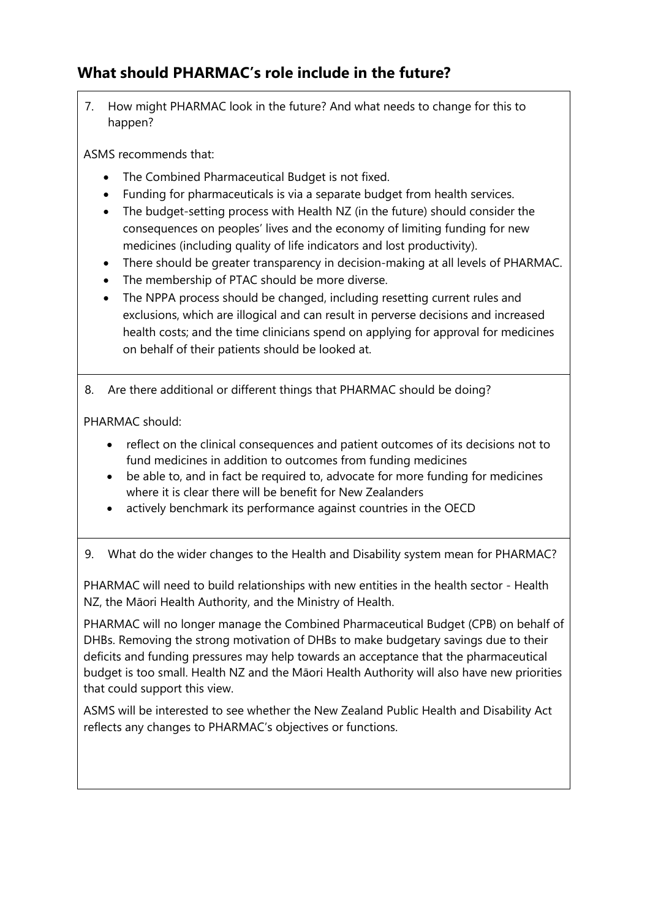## What should PHARMAC's role include in the future?

7. How might PHARMAC look in the future? And what needs to change for this to happen?

ASMS recommends that:

- The Combined Pharmaceutical Budget is not fixed.
- Funding for pharmaceuticals is via a separate budget from health services.
- The budget-setting process with Health NZ (in the future) should consider the consequences on peoples' lives and the economy of limiting funding for new medicines (including quality of life indicators and lost productivity).
- There should be greater transparency in decision-making at all levels of PHARMAC.
- The membership of PTAC should be more diverse.
- The NPPA process should be changed, including resetting current rules and exclusions, which are illogical and can result in perverse decisions and increased health costs; and the time clinicians spend on applying for approval for medicines on behalf of their patients should be looked at.

8. Are there additional or different things that PHARMAC should be doing?

PHARMAC should:

- reflect on the clinical consequences and patient outcomes of its decisions not to fund medicines in addition to outcomes from funding medicines
- be able to, and in fact be required to, advocate for more funding for medicines where it is clear there will be benefit for New Zealanders
- actively benchmark its performance against countries in the OECD

9. What do the wider changes to the Health and Disability system mean for PHARMAC?

PHARMAC will need to build relationships with new entities in the health sector - Health NZ, the Māori Health Authority, and the Ministry of Health.

PHARMAC will no longer manage the Combined Pharmaceutical Budget (CPB) on behalf of DHBs. Removing the strong motivation of DHBs to make budgetary savings due to their deficits and funding pressures may help towards an acceptance that the pharmaceutical budget is too small. Health NZ and the Māori Health Authority will also have new priorities that could support this view.

ASMS will be interested to see whether the New Zealand Public Health and Disability Act reflects any changes to PHARMAC's objectives or functions.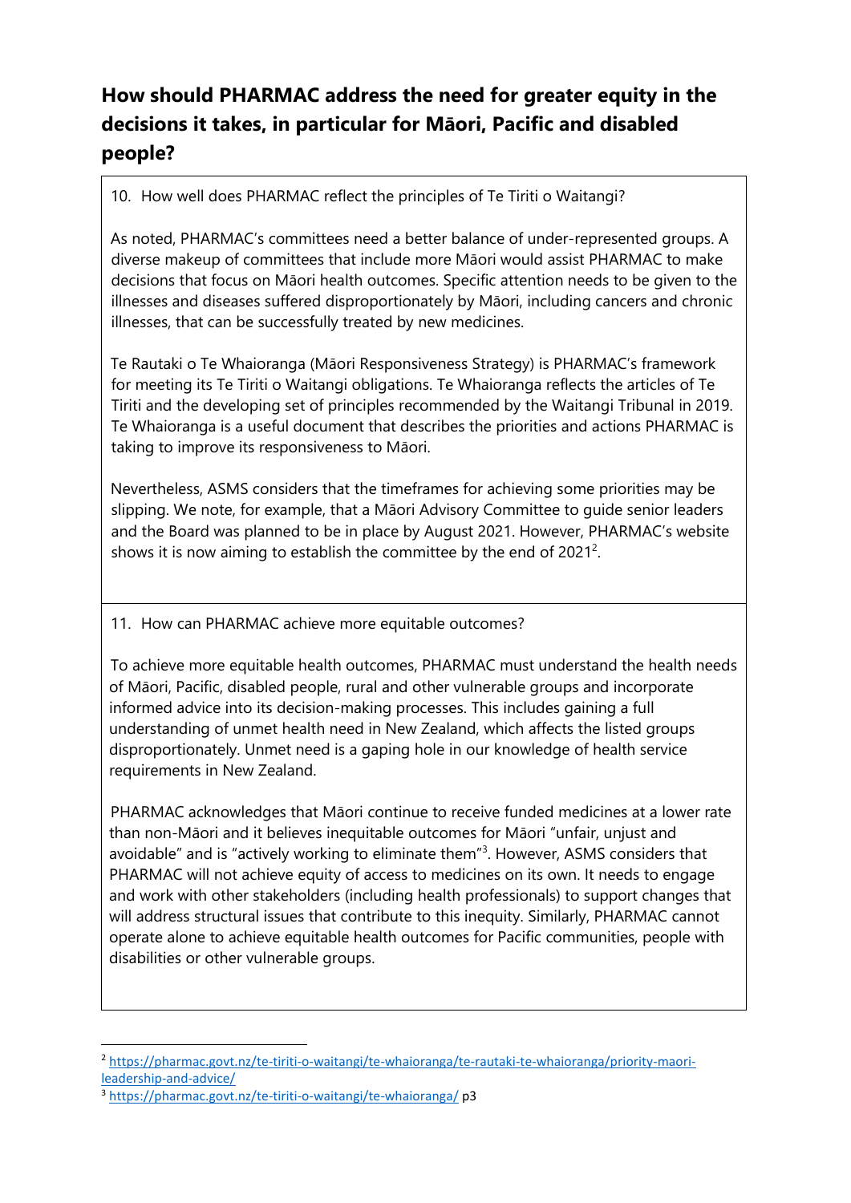## How should PHARMAC address the need for greater equity in the decisions it takes, in particular for Māori, Pacific and disabled people?

10. How well does PHARMAC reflect the principles of Te Tiriti o Waitangi?

As noted, PHARMAC's committees need a better balance of under-represented groups. A diverse makeup of committees that include more Māori would assist PHARMAC to make decisions that focus on Māori health outcomes. Specific attention needs to be given to the illnesses and diseases suffered disproportionately by Māori, including cancers and chronic illnesses, that can be successfully treated by new medicines.

Te Rautaki o Te Whaioranga (Māori Responsiveness Strategy) is PHARMAC's framework for meeting its Te Tiriti o Waitangi obligations. Te Whaioranga reflects the articles of Te Tiriti and the developing set of principles recommended by the Waitangi Tribunal in 2019. Te Whaioranga is a useful document that describes the priorities and actions PHARMAC is taking to improve its responsiveness to Māori.

Nevertheless, ASMS considers that the timeframes for achieving some priorities may be slipping. We note, for example, that a Māori Advisory Committee to guide senior leaders and the Board was planned to be in place by August 2021. However, PHARMAC's website shows it is now aiming to establish the committee by the end of 2021[2].

11. How can PHARMAC achieve more equitable outcomes?

To achieve more equitable health outcomes, PHARMAC must understand the health needs of Māori, Pacific, disabled people, rural and other vulnerable groups and incorporate informed advice into its decision-making processes. This includes gaining a full understanding of unmet health need in New Zealand, which affects the listed groups disproportionately. Unmet need is a gaping hole in our knowledge of health service requirements in New Zealand.

PHARMAC acknowledges that Māori continue to receive funded medicines at a lower rate than non-Māori and it believes inequitable outcomes for Māori "unfair, unjust and avoidable" and is "actively working to eliminate them"[3]. However, ASMS considers that PHARMAC will not achieve equity of access to medicines on its own. It needs to engage and work with other stakeholders (including health professionals) to support changes that will address structural issues that contribute to this inequity. Similarly, PHARMAC cannot operate alone to achieve equitable health outcomes for Pacific communities, people with disabilities or other vulnerable groups.

---

[2] https://pharmac.govt.nz/te-tiriti-o-waitangi/te-whaioranga/te-rautaki-te-whaioranga/priority-maori-leadership-and-advice/

[3] https://pharmac.govt.nz/te-tiriti-o-waitangi/te-whaioranga/ p3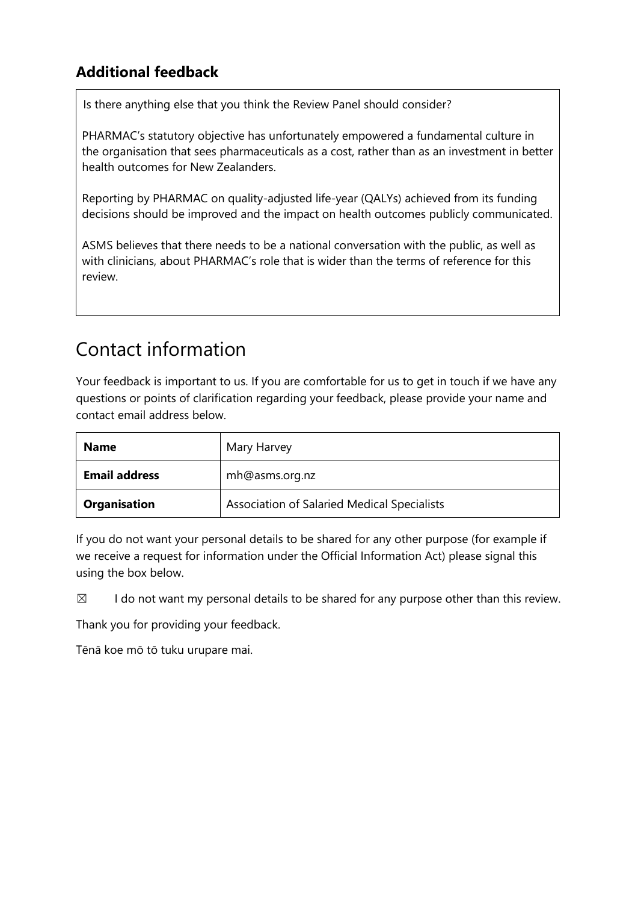### Additional feedback

Is there anything else that you think the Review Panel should consider?

PHARMAC's statutory objective has unfortunately empowered a fundamental culture in the organisation that sees pharmaceuticals as a cost, rather than as an investment in better health outcomes for New Zealanders.

Reporting by PHARMAC on quality-adjusted life-year (QALYs) achieved from its funding decisions should be improved and the impact on health outcomes publicly communicated.

ASMS believes that there needs to be a national conversation with the public, as well as with clinicians, about PHARMAC's role that is wider than the terms of reference for this review.

# Contact information

Your feedback is important to us. If you are comfortable for us to get in touch if we have any questions or points of clarification regarding your feedback, please provide your name and contact email address below.

| | |
|---|---|
| **Name** | Mary Harvey |
| **Email address** | mh@asms.org.nz |
| **Organisation** | Association of Salaried Medical Specialists |

If you do not want your personal details to be shared for any other purpose (for example if we receive a request for information under the Official Information Act) please signal this using the box below.

☒ I do not want my personal details to be shared for any purpose other than this review.

Thank you for providing your feedback.

Tēnā koe mō tō tuku urupare mai.